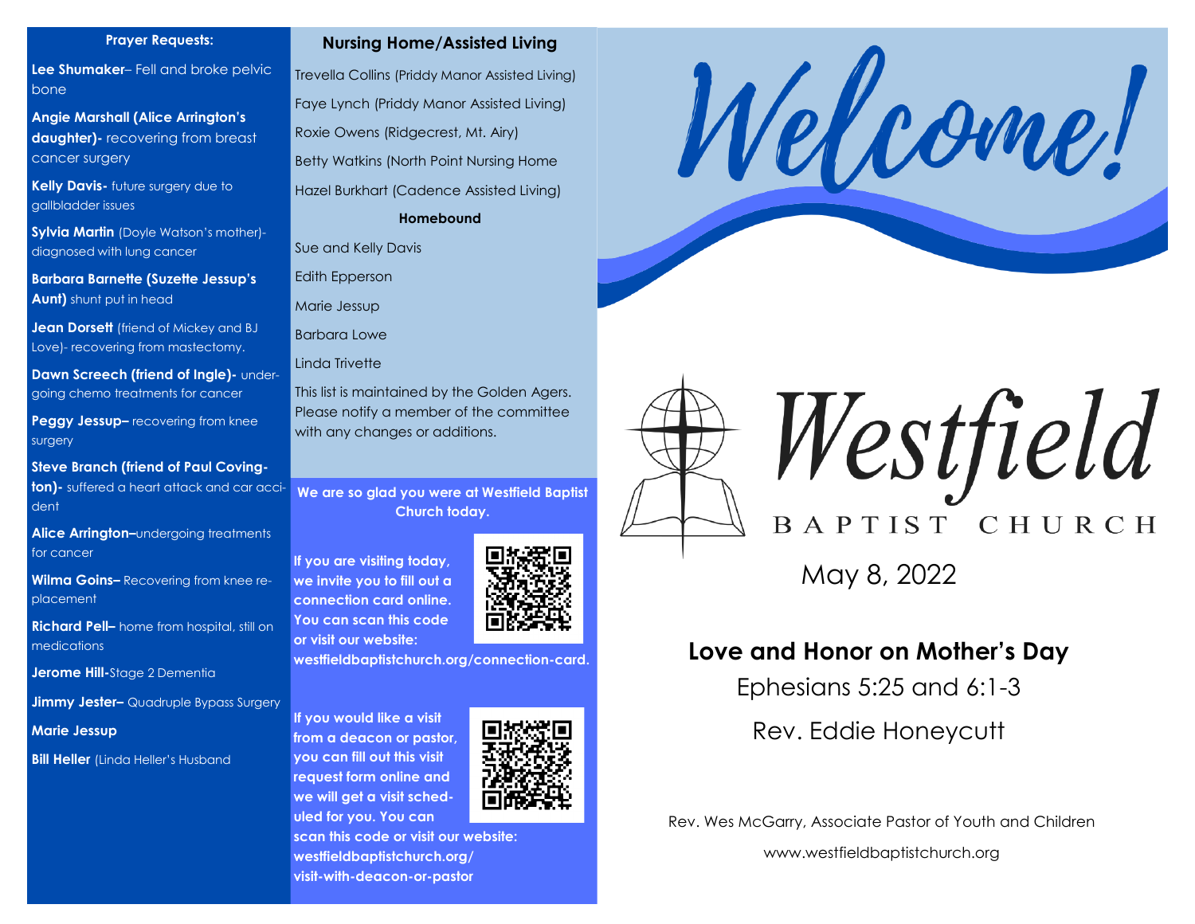## Prayer Requests:

**Lee Shumaker**– Fell and broke pelvic bone

**Angie Marshall (Alice Arrington's daughter)-** recovering from breast cancer surgery

**Kelly Davis-** future surgery due to gallbladder issues

**Sylvia Martin** (Doyle Watson's mother)- diagnosed with lung cancer

**Barbara Barnette (Suzette Jessup's Aunt)** shunt put in head

**Jean Dorsett** (friend of Mickey and BJ Love)- recovering from mastectomy.

**Dawn Screech (friend of Ingle)-** undergoing chemo treatments for cancer

**Peggy Jessup–** recovering from knee surgery

**Steve Branch (friend of Paul Covington)-** suffered a heart attack and car accident

**Alice Arrington–**undergoing treatments for cancer

**Wilma Goins–** Recovering from knee replacement

**Richard Pell–** home from hospital, still on medications

**Jerome Hill-**Stage 2 Dementia

**Jimmy Jester–** Quadruple Bypass Surgery

**Marie Jessup**

**Bill Heller** (Linda Heller's Husband

## Nursing Home/Assisted Living

Trevella Collins (Priddy Manor Assisted Living)

Faye Lynch (Priddy Manor Assisted Living)

Roxie Owens (Ridgecrest, Mt. Airy)

Betty Watkins (North Point Nursing Home

Hazel Burkhart (Cadence Assisted Living)

**Homebound**

Sue and Kelly Davis

Edith Epperson

Marie Jessup

Barbara Lowe

Linda Trivette

This list is maintained by the Golden Agers. Please notify a member of the committee with any changes or additions.

**We are so glad you were at Westfield Baptist Church today.**

**If you are visiting today, we invite you to fill out a connection card online. You can scan this code or visit our website: westfieldbaptistchurch.org/connection-card.**

**If you would like a visit from a deacon or pastor, you can fill out this visit request form online and we will get a visit scheduled for you. You can scan this code or visit our website: westfieldbaptistchurch.org/visit-with-deacon-or-pastor**

# Welcome!

# Westfield BAPTIST CHURCH

May 8, 2022

**Love and Honor on Mother's Day**

Ephesians 5:25 and 6:1-3

Rev. Eddie Honeycutt

Rev. Wes McGarry, Associate Pastor of Youth and Children

www.westfieldbaptistchurch.org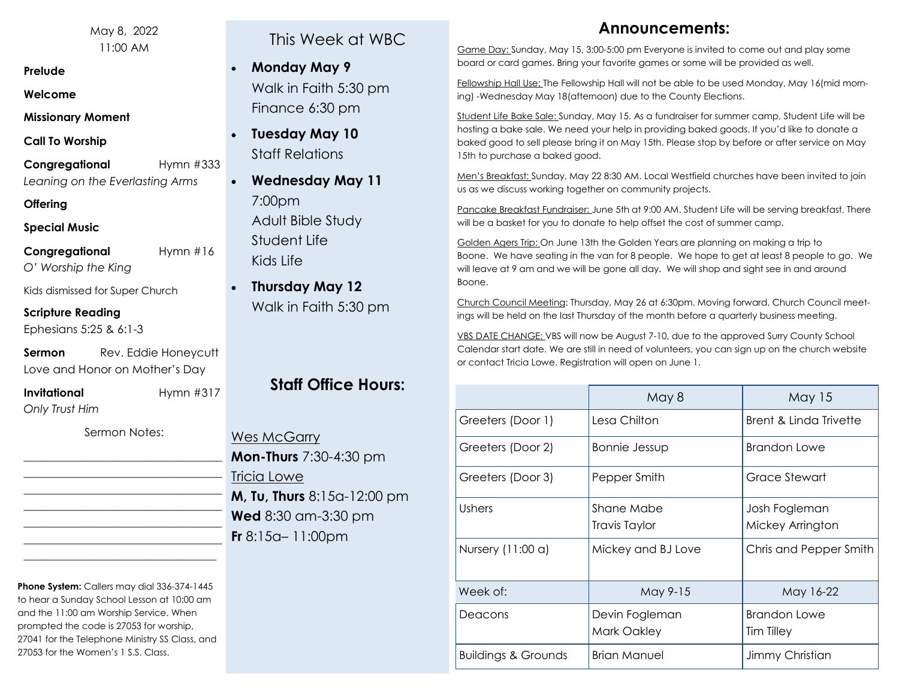May 8, 2022
11:00 AM

**Prelude**

**Welcome**

**Missionary Moment**

**Call To Worship**

**Congregational** Hymn #333
*Leaning on the Everlasting Arms*

**Offering**

**Special Music**

**Congregational** Hymn #16
*O' Worship the King*

Kids dismissed for Super Church

**Scripture Reading**
Ephesians 5:25 & 6:1-3

**Sermon** Rev. Eddie Honeycutt
Love and Honor on Mother's Day

**Invitational** Hymn #317
*Only Trust Him*

Sermon Notes:

\_\_\_\_\_\_\_\_\_\_\_\_\_\_\_\_\_\_\_\_\_\_\_\_\_\_\_\_\_\_\_\_\_\_\_\_

\_\_\_\_\_\_\_\_\_\_\_\_\_\_\_\_\_\_\_\_\_\_\_\_\_\_\_\_\_\_\_\_\_\_\_\_

\_\_\_\_\_\_\_\_\_\_\_\_\_\_\_\_\_\_\_\_\_\_\_\_\_\_\_\_\_\_\_\_\_\_\_\_

\_\_\_\_\_\_\_\_\_\_\_\_\_\_\_\_\_\_\_\_\_\_\_\_\_\_\_\_\_\_\_\_\_\_\_\_

\_\_\_\_\_\_\_\_\_\_\_\_\_\_\_\_\_\_\_\_\_\_\_\_\_\_\_\_\_\_\_\_\_\_\_\_

\_\_\_\_\_\_\_\_\_\_\_\_\_\_\_\_\_\_\_\_\_\_\_\_\_\_\_\_\_\_\_\_\_\_\_\_

\_\_\_\_\_\_\_\_\_\_\_\_\_\_\_\_\_\_\_\_\_\_\_\_\_\_\_\_\_\_\_\_\_\_\_\_

**Phone System:** Callers may dial 336-374-1445 to hear a Sunday School Lesson at 10:00 am and the 11:00 am Worship Service. When prompted the code is 27053 for worship, 27041 for the Telephone Ministry SS Class, and 27053 for the Women's 1 S.S. Class.

## This Week at WBC

- **Monday May 9**
  Walk in Faith 5:30 pm
  Finance 6:30 pm
- **Tuesday May 10**
  Staff Relations
- **Wednesday May 11**
  7:00pm
  Adult Bible Study
  Student Life
  Kids Life
- **Thursday May 12**
  Walk in Faith 5:30 pm

## Staff Office Hours:

Wes McGarry
**Mon-Thurs** 7:30-4:30 pm
Tricia Lowe
**M, Tu, Thurs** 8:15a-12:00 pm
**Wed** 8:30 am-3:30 pm
**Fr** 8:15a– 11:00pm

## Announcements:

Game Day: Sunday, May 15, 3:00-5:00 pm Everyone is invited to come out and play some board or card games. Bring your favorite games or some will be provided as well.

Fellowship Hall Use: The Fellowship Hall will not be able to be used Monday, May 16(mid morning) -Wednesday May 18(afternoon) due to the County Elections.

Student Life Bake Sale: Sunday, May 15. As a fundraiser for summer camp, Student Life will be hosting a bake sale. We need your help in providing baked goods. If you'd like to donate a baked good to sell please bring it on May 15th. Please stop by before or after service on May 15th to purchase a baked good.

Men's Breakfast: Sunday, May 22 8:30 AM. Local Westfield churches have been invited to join us as we discuss working together on community projects.

Pancake Breakfast Fundraiser: June 5th at 9:00 AM. Student Life will be serving breakfast. There will be a basket for you to donate to help offset the cost of summer camp.

Golden Agers Trip: On June 13th the Golden Years are planning on making a trip to Boone. We have seating in the van for 8 people. We hope to get at least 8 people to go. We will leave at 9 am and we will be gone all day. We will shop and sight see in and around Boone.

Church Council Meeting: Thursday, May 26 at 6:30pm. Moving forward, Church Council meetings will be held on the last Thursday of the month before a quarterly business meeting.

VBS DATE CHANGE: VBS will now be August 7-10, due to the approved Surry County School Calendar start date. We are still in need of volunteers, you can sign up on the church website or contact Tricia Lowe. Registration will open on June 1.

| | May 8 | May 15 |
|---|---|---|
| Greeters (Door 1) | Lesa Chilton | Brent & Linda Trivette |
| Greeters (Door 2) | Bonnie Jessup | Brandon Lowe |
| Greeters (Door 3) | Pepper Smith | Grace Stewart |
| Ushers | Shane Mabe<br>Travis Taylor | Josh Fogleman<br>Mickey Arrington |
| Nursery (11:00 a) | Mickey and BJ Love | Chris and Pepper Smith |
| Week of: | May 9-15 | May 16-22 |
| Deacons | Devin Fogleman<br>Mark Oakley | Brandon Lowe<br>Tim Tilley |
| Buildings & Grounds | Brian Manuel | Jimmy Christian |